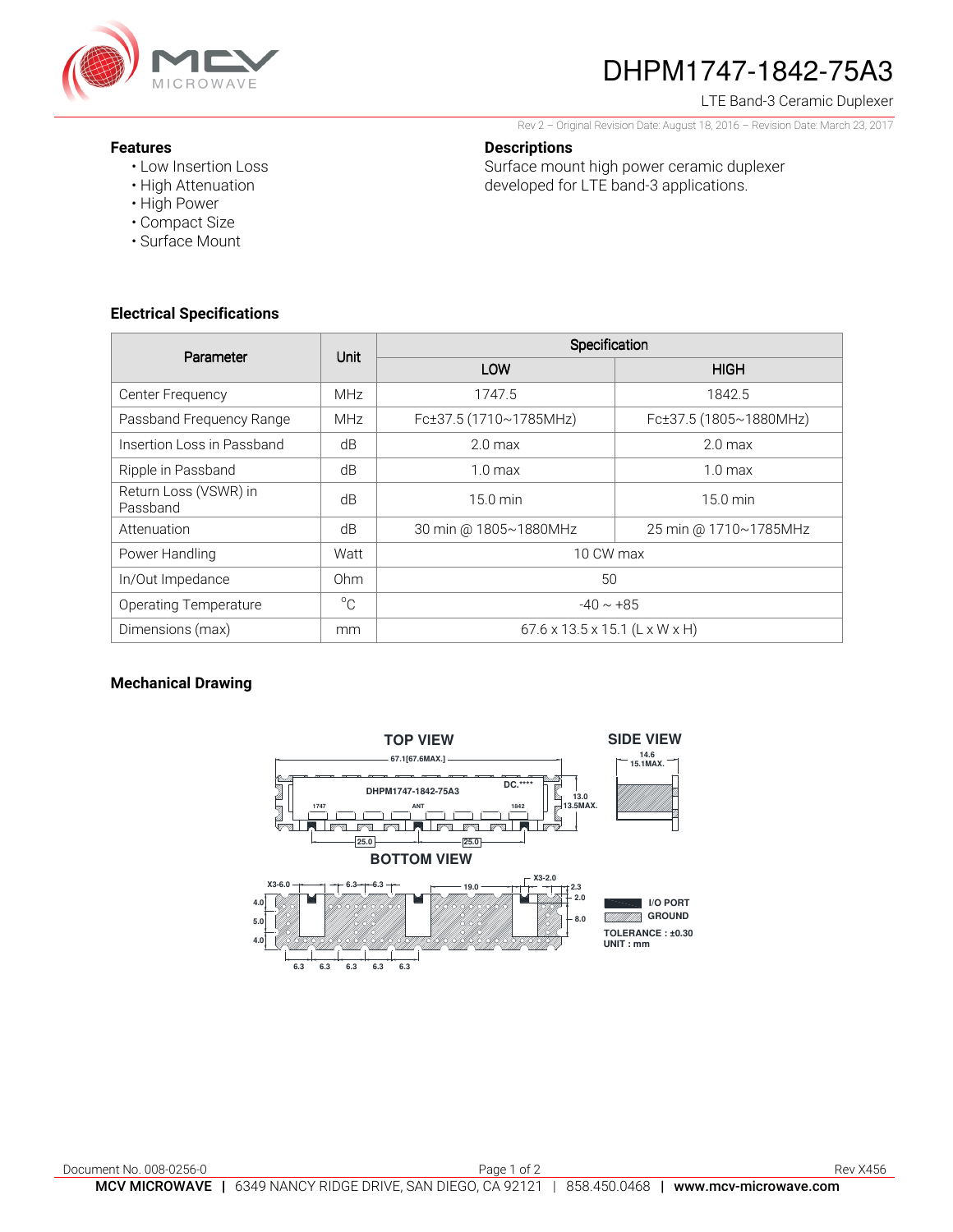# DHPM1747-1842-75A3

LTE Band-3 Ceramic Duplexer

Rev 2 – Original Revision Date: August 18, 2016 – Revision Date: March 23, 2017

### Features

- Low Insertion Loss
- High Attenuation
- High Power
- Compact Size
- Surface Mount

### Descriptions

Surface mount high power ceramic duplexer developed for LTE band-3 applications.

### Electrical Specifications

| Parameter | Unit | Specification | |
|---|---|---|---|
| | | LOW | HIGH |
| Center Frequency | MHz | 1747.5 | 1842.5 |
| Passband Frequency Range | MHz | Fc±37.5 (1710~1785MHz) | Fc±37.5 (1805~1880MHz) |
| Insertion Loss in Passband | dB | 2.0 max | 2.0 max |
| Ripple in Passband | dB | 1.0 max | 1.0 max |
| Return Loss (VSWR) in Passband | dB | 15.0 min | 15.0 min |
| Attenuation | dB | 30 min @ 1805~1880MHz | 25 min @ 1710~1785MHz |
| Power Handling | Watt | 10 CW max | |
| In/Out Impedance | Ohm | 50 | |
| Operating Temperature | °C | -40 ~ +85 | |
| Dimensions (max) | mm | 67.6 x 13.5 x 15.1 (L x W x H) | |

### Mechanical Drawing

TOP VIEW

67.1[67.6MAX.]

DHPM1747-1842-75A3 DC.****

1747 ANT 1842

13.0 13.5MAX.

25.0 25.0

SIDE VIEW

14.6 15.1MAX.

BOTTOM VIEW

X3-6.0 6.3 6.3 19.0 X3-2.0 2.3 2.0 8.0

4.0 5.0 4.0

6.3 6.3 6.3 6.3 6.3

I/O PORT

GROUND

TOLERANCE : ±0.30

UNIT : mm

Document No. 008-0256-0

Rev X456

**MCV MICROWAVE** | 6349 NANCY RIDGE DRIVE, SAN DIEGO, CA 92121 | 858.450.0468 | **www.mcv-microwave.com**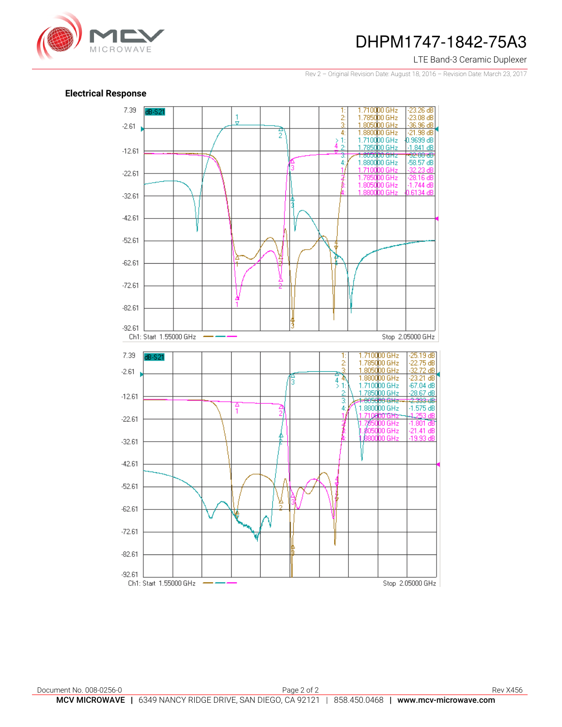## Electrical Response

7.39
dB-S21
-2.61
-12.61
-22.61
-32.61
-42.61
-52.61
-62.61
-72.61
-82.61
-92.61

1: 1.710000 GHz -23.26 dB
2: 1.785000 GHz -23.08 dB
3: 1.805000 GHz -36.96 dB
4: 1.880000 GHz -21.98 dB
1: 1.710000 GHz -0.9699 dB
2: 1.785000 GHz -1.841 dB
3: 1.805000 GHz -32.00 dB
4: 1.880000 GHz -58.57 dB
1: 1.710000 GHz -32.23 dB
2: 1.785000 GHz -28.16 dB
3: 1.805000 GHz -1.744 dB
4: 1.880000 GHz -0.6134 dB

Ch1: Start 1.55000 GHz
Stop 2.05000 GHz

7.39
dB-S21
-2.61
-12.61
-22.61
-32.61
-42.61
-52.61
-62.61
-72.61
-82.61
-92.61

1: 1.710000 GHz -25.19 dB
2: 1.785000 GHz -22.75 dB
3: 1.805000 GHz -32.72 dB
4: 1.880000 GHz -23.21 dB
1: 1.710000 GHz -67.04 dB
2: 1.785000 GHz -28.67 dB
3: 1.805000 GHz -2.333 dB
4: 1.880000 GHz -1.575 dB
1: 1.710000 GHz -1.253 dB
2: 1.785000 GHz -1.801 dB
3: 1.805000 GHz -21.41 dB
4: 1.880000 GHz -19.93 dB

Ch1: Start 1.55000 GHz
Stop 2.05000 GHz